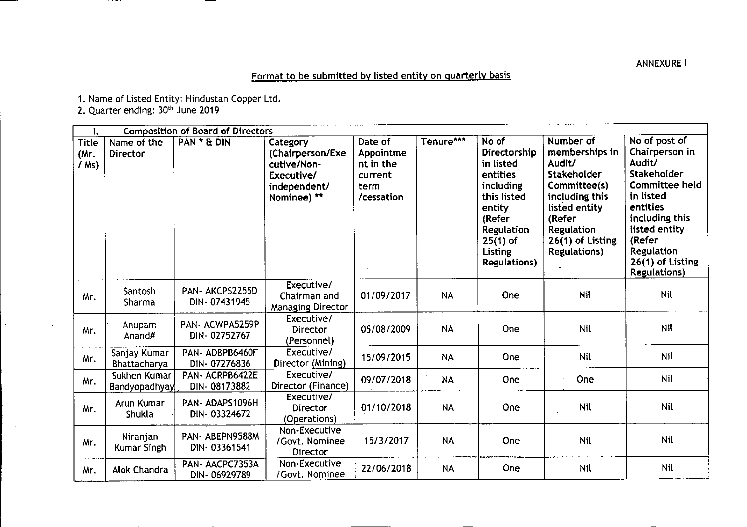ANNEXURE I

## Format to be submitted by listed entity on quarterly basis

1. Name of Listed Entity: Hindustan Copper Ltd.
2. Quarter ending: 30th June 2019

| I. | Composition of Board of Directors | | | | | | | |
|---|---|---|---|---|---|---|---|---|
| Title (Mr. / Ms) | Name of the Director | PAN * & DIN | Category (Chairperson/Executive/Non-Executive/ independent/ Nominee) ** | Date of Appointment in the current term /cessation | Tenure*** | No of Directorship in listed entities including this listed entity (Refer Regulation 25(1) of Listing Regulations) | Number of memberships in Audit/ Stakeholder Committee(s) including this listed entity (Refer Regulation 26(1) of Listing Regulations) | No of post of Chairperson in Audit/ Stakeholder Committee held in listed entities including this listed entity (Refer Regulation 26(1) of Listing Regulations) |
| Mr. | Santosh Sharma | PAN- AKCPS2255D DIN- 07431945 | Executive/ Chairman and Managing Director | 01/09/2017 | NA | One | Nil | Nil |
| Mr. | Anupam Anand# | PAN- ACWPA5259P DIN- 02752767 | Executive/ Director (Personnel) | 05/08/2009 | NA | One | Nil | Nil |
| Mr. | Sanjay Kumar Bhattacharya | PAN- ADBPB6460F DIN- 07276836 | Executive/ Director (Mining) | 15/09/2015 | NA | One | Nil | Nil |
| Mr. | Sukhen Kumar Bandyopadhyay | PAN- ACRPB6422E DIN- 08173882 | Executive/ Director (Finance) | 09/07/2018 | NA | One | One | Nil |
| Mr. | Arun Kumar Shukla | PAN- ADAPS1096H DIN- 03324672 | Executive/ Director (Operations) | 01/10/2018 | NA | One | Nil | Nil |
| Mr. | Niranjan Kumar Singh | PAN- ABEPN9588M DIN- 03361541 | Non-Executive /Govt. Nominee Director | 15/3/2017 | NA | One | Nil | Nil |
| Mr. | Alok Chandra | PAN- AACPC7353A DIN- 06929789 | Non-Executive /Govt. Nominee | 22/06/2018 | NA | One | Nil | Nil |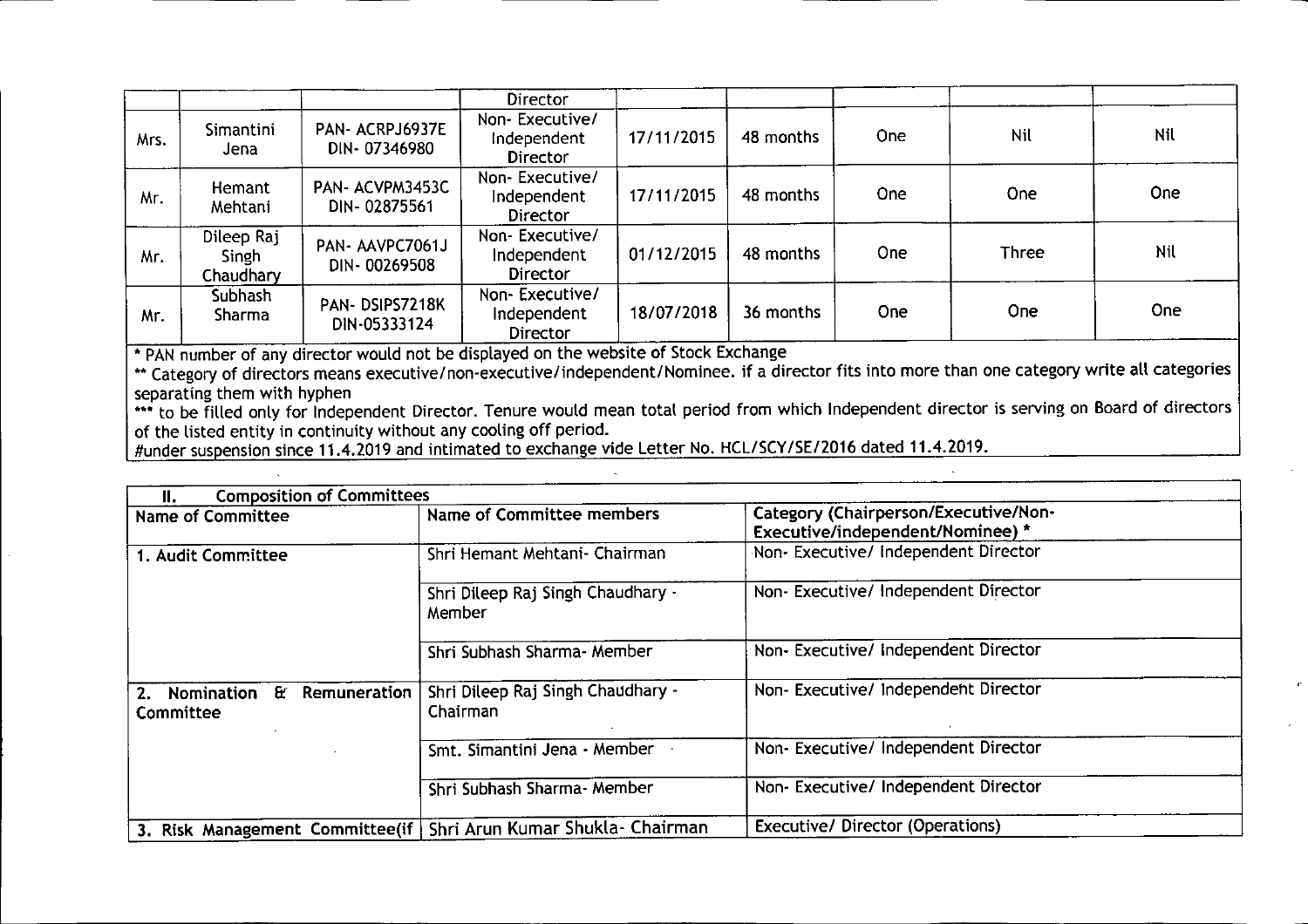| | | | Director | | | | | |
|---|---|---|---|---|---|---|---|---|
| Mrs. | Simantini Jena | PAN- ACRPJ6937E DIN- 07346980 | Non- Executive/ Independent Director | 17/11/2015 | 48 months | One | Nil | Nil |
| Mr. | Hemant Mehtani | PAN- ACVPM3453C DIN- 02875561 | Non- Executive/ Independent Director | 17/11/2015 | 48 months | One | One | One |
| Mr. | Dileep Raj Singh Chaudhary | PAN- AAVPC7061J DIN- 00269508 | Non- Executive/ Independent Director | 01/12/2015 | 48 months | One | Three | Nil |
| Mr. | Subhash Sharma | PAN- DSIPS7218K DIN-05333124 | Non- Executive/ Independent Director | 18/07/2018 | 36 months | One | One | One |

* PAN number of any director would not be displayed on the website of Stock Exchange

** Category of directors means executive/non-executive/independent/Nominee. if a director fits into more than one category write all categories separating them with hyphen

*** to be filled only for Independent Director. Tenure would mean total period from which Independent director is serving on Board of directors of the listed entity in continuity without any cooling off period.

#under suspension since 11.4.2019 and intimated to exchange vide Letter No. HCL/SCY/SE/2016 dated 11.4.2019.

| II. Composition of Committees | | |
|---|---|---|
| **Name of Committee** | **Name of Committee members** | **Category (Chairperson/Executive/Non-Executive/independent/Nominee) *** |
| **1. Audit Committee** | Shri Hemant Mehtani- Chairman | Non- Executive/ Independent Director |
| | Shri Dileep Raj Singh Chaudhary - Member | Non- Executive/ Independent Director |
| | Shri Subhash Sharma- Member | Non- Executive/ Independent Director |
| **2. Nomination & Remuneration Committee** | Shri Dileep Raj Singh Chaudhary - Chairman | Non- Executive/ Independent Director |
| | Smt. Simantini Jena - Member | Non- Executive/ Independent Director |
| | Shri Subhash Sharma- Member | Non- Executive/ Independent Director |
| 3. Risk Management Committee(if | Shri Arun Kumar Shukla- Chairman | Executive/ Director (Operations) |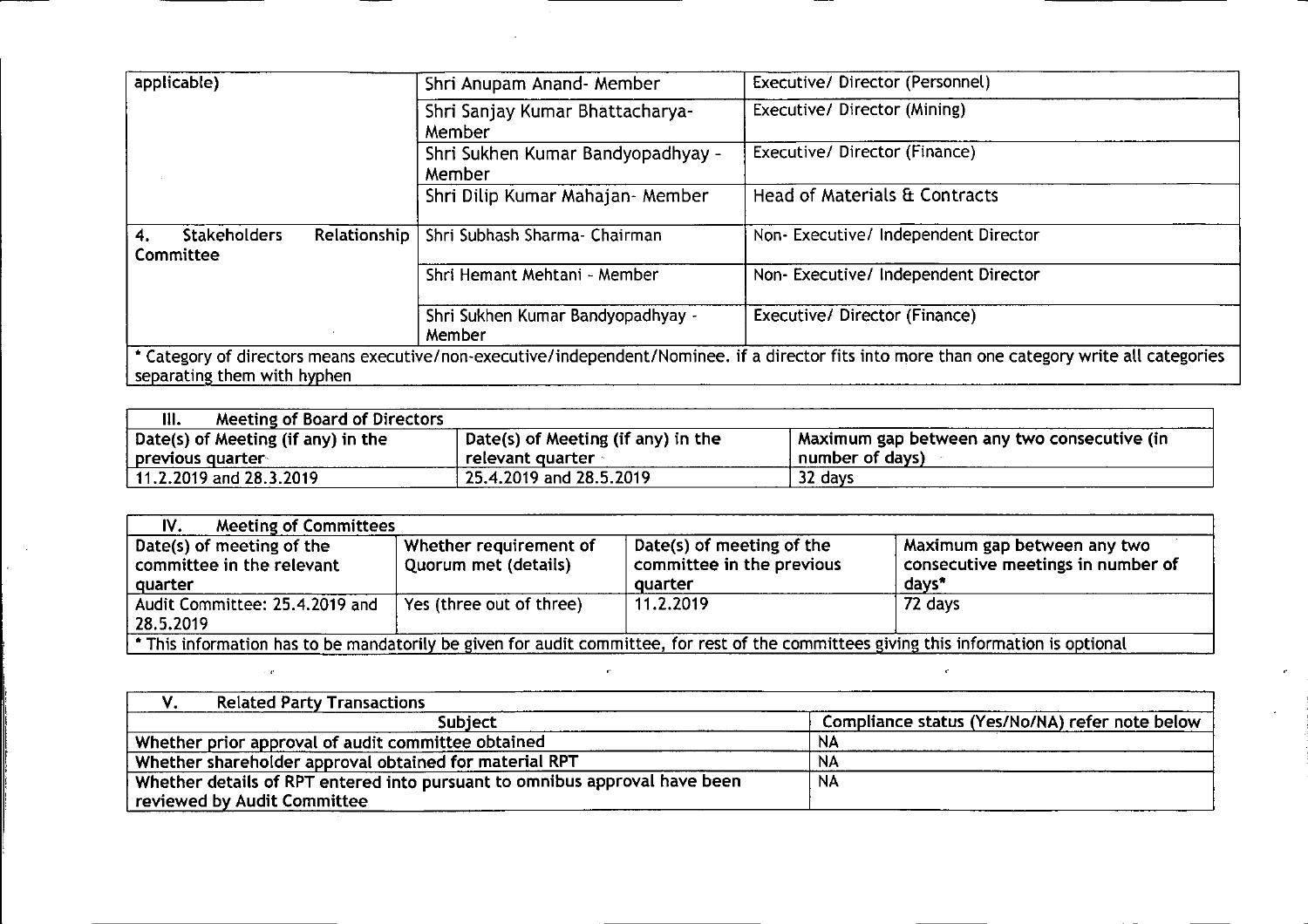| applicable) | Shri Anupam Anand- Member | Executive/ Director (Personnel) |
|---|---|---|
| | Shri Sanjay Kumar Bhattacharya- Member | Executive/ Director (Mining) |
| | Shri Sukhen Kumar Bandyopadhyay - Member | Executive/ Director (Finance) |
| | Shri Dilip Kumar Mahajan- Member | Head of Materials & Contracts |
| **4. Stakeholders Relationship Committee** | Shri Subhash Sharma- Chairman | Non- Executive/ Independent Director |
| | Shri Hemant Mehtani - Member | Non- Executive/ Independent Director |
| | Shri Sukhen Kumar Bandyopadhyay - Member | Executive/ Director (Finance) |

* Category of directors means executive/non-executive/independent/Nominee. if a director fits into more than one category write all categories separating them with hyphen

| **III. Meeting of Board of Directors** | | |
|---|---|---|
| **Date(s) of Meeting (if any) in the previous quarter** | **Date(s) of Meeting (if any) in the relevant quarter** | **Maximum gap between any two consecutive (in number of days)** |
| 11.2.2019 and 28.3.2019 | 25.4.2019 and 28.5.2019 | 32 days |

| **IV. Meeting of Committees** | | | |
|---|---|---|---|
| **Date(s) of meeting of the committee in the relevant quarter** | **Whether requirement of Quorum met (details)** | **Date(s) of meeting of the committee in the previous quarter** | **Maximum gap between any two consecutive meetings in number of days*** |
| Audit Committee: 25.4.2019 and 28.5.2019 | Yes (three out of three) | 11.2.2019 | 72 days |

* This information has to be mandatorily be given for audit committee, for rest of the committees giving this information is optional

| **V. Related Party Transactions** | |
|---|---|
| **Subject** | **Compliance status (Yes/No/NA) refer note below** |
| Whether prior approval of audit committee obtained | NA |
| Whether shareholder approval obtained for material RPT | NA |
| Whether details of RPT entered into pursuant to omnibus approval have been reviewed by Audit Committee | NA |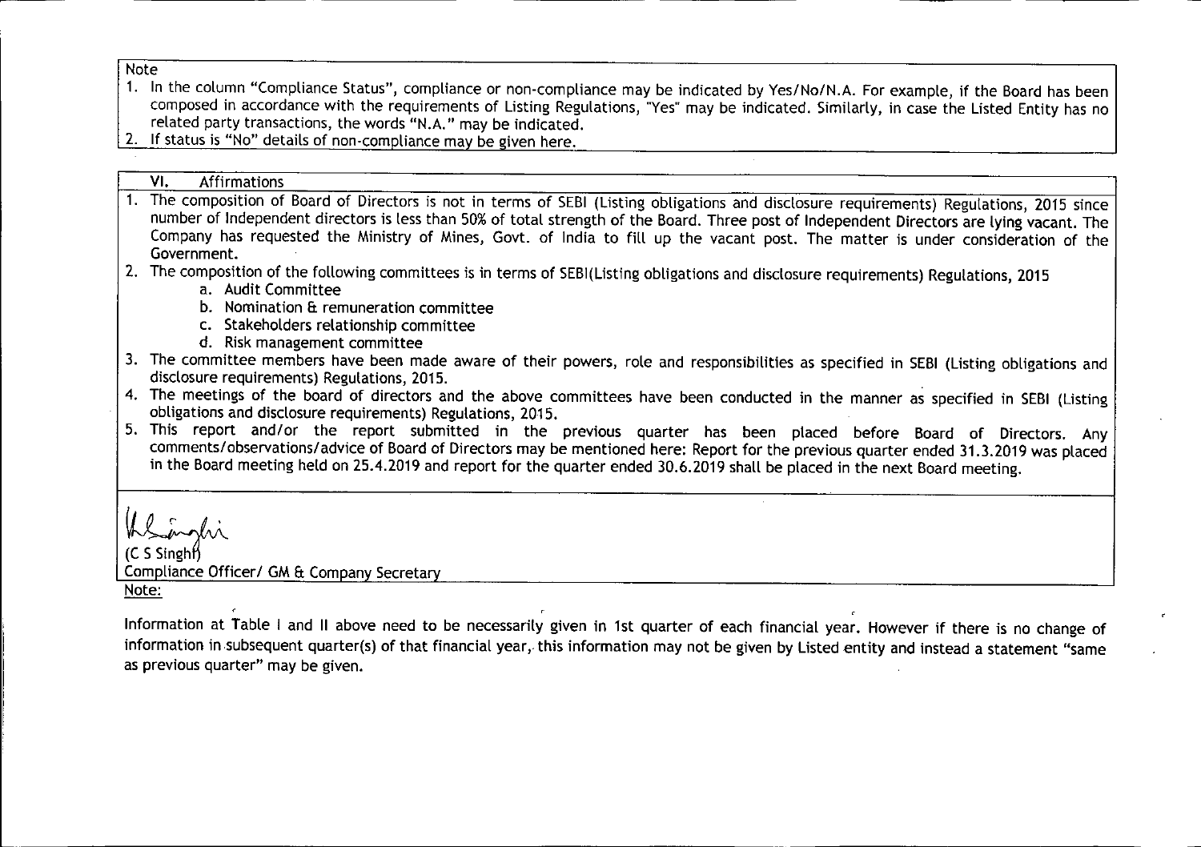Note

1. In the column "Compliance Status", compliance or non-compliance may be indicated by Yes/No/N.A. For example, if the Board has been composed in accordance with the requirements of Listing Regulations, "Yes" may be indicated. Similarly, in case the Listed Entity has no related party transactions, the words "N.A." may be indicated.
2. If status is "No" details of non-compliance may be given here.

## VI. Affirmations

1. The composition of Board of Directors is not in terms of SEBI (Listing obligations and disclosure requirements) Regulations, 2015 since number of Independent directors is less than 50% of total strength of the Board. Three post of Independent Directors are lying vacant. The Company has requested the Ministry of Mines, Govt. of India to fill up the vacant post. The matter is under consideration of the Government.
2. The composition of the following committees is in terms of SEBI(Listing obligations and disclosure requirements) Regulations, 2015
   a. Audit Committee
   b. Nomination & remuneration committee
   c. Stakeholders relationship committee
   d. Risk management committee
3. The committee members have been made aware of their powers, role and responsibilities as specified in SEBI (Listing obligations and disclosure requirements) Regulations, 2015.
4. The meetings of the board of directors and the above committees have been conducted in the manner as specified in SEBI (Listing obligations and disclosure requirements) Regulations, 2015.
5. This report and/or the report submitted in the previous quarter has been placed before Board of Directors. Any comments/observations/advice of Board of Directors may be mentioned here: Report for the previous quarter ended 31.3.2019 was placed in the Board meeting held on 25.4.2019 and report for the quarter ended 30.6.2019 shall be placed in the next Board meeting.

(C S Singhi)
Compliance Officer/ GM & Company Secretary

Note:

Information at Table I and II above need to be necessarily given in 1st quarter of each financial year. However if there is no change of information in subsequent quarter(s) of that financial year, this information may not be given by Listed entity and instead a statement "same as previous quarter" may be given.